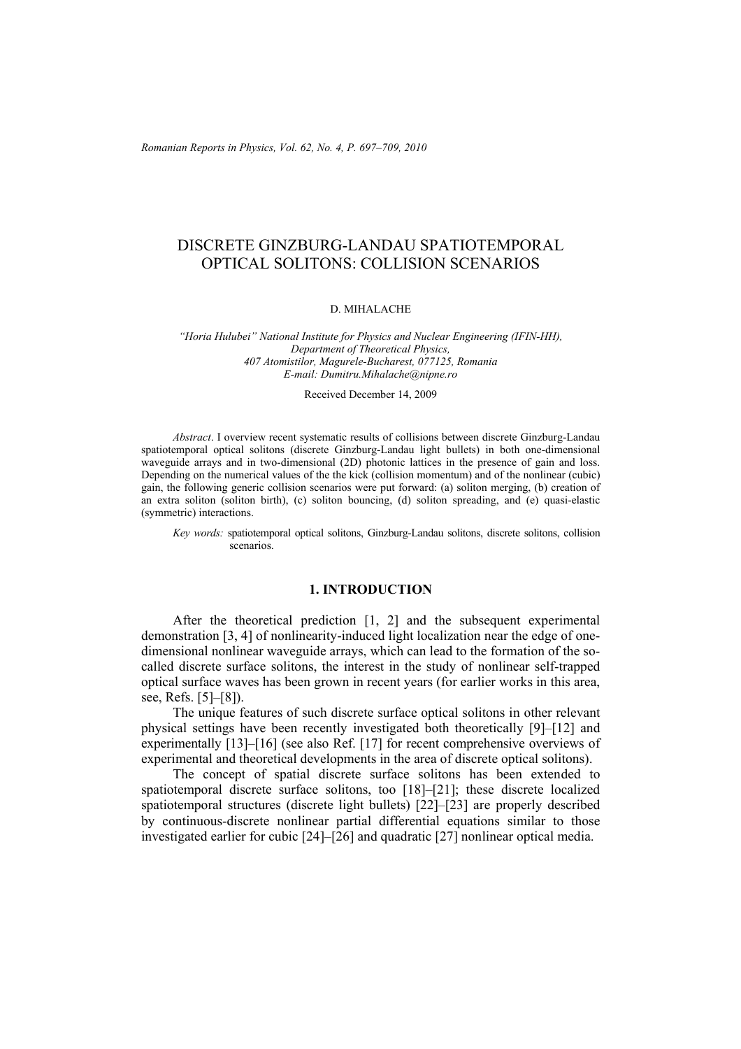# DISCRETE GINZBURG-LANDAU SPATIOTEMPORAL OPTICAL SOLITONS: COLLISION SCENARIOS

D. MIHALACHE

*"Horia Hulubei" National Institute for Physics and Nuclear Engineering (IFIN-HH), Department of Theoretical Physics, 407 Atomistilor, Magurele-Bucharest, 077125, Romania E-mail: Dumitru.Mihalache@nipne.ro*

Received December 14, 2009

*Abstract*. I overview recent systematic results of collisions between discrete Ginzburg-Landau spatiotemporal optical solitons (discrete Ginzburg-Landau light bullets) in both one-dimensional waveguide arrays and in two-dimensional (2D) photonic lattices in the presence of gain and loss. Depending on the numerical values of the the kick (collision momentum) and of the nonlinear (cubic) gain, the following generic collision scenarios were put forward: (a) soliton merging, (b) creation of an extra soliton (soliton birth), (c) soliton bouncing, (d) soliton spreading, and (e) quasi-elastic (symmetric) interactions.

*Key words:* spatiotemporal optical solitons, Ginzburg-Landau solitons, discrete solitons, collision scenarios.

## 1. INTRODUCTION

After the theoretical prediction [1, 2] and the subsequent experimental demonstration [3, 4] of nonlinearity-induced light localization near the edge of one-dimensional nonlinear waveguide arrays, which can lead to the formation of the so-called discrete surface solitons, the interest in the study of nonlinear self-trapped optical surface waves has been grown in recent years (for earlier works in this area, see, Refs. [5]–[8]).

The unique features of such discrete surface optical solitons in other relevant physical settings have been recently investigated both theoretically [9]–[12] and experimentally [13]–[16] (see also Ref. [17] for recent comprehensive overviews of experimental and theoretical developments in the area of discrete optical solitons).

The concept of spatial discrete surface solitons has been extended to spatiotemporal discrete surface solitons, too [18]–[21]; these discrete localized spatiotemporal structures (discrete light bullets) [22]–[23] are properly described by continuous-discrete nonlinear partial differential equations similar to those investigated earlier for cubic [24]–[26] and quadratic [27] nonlinear optical media.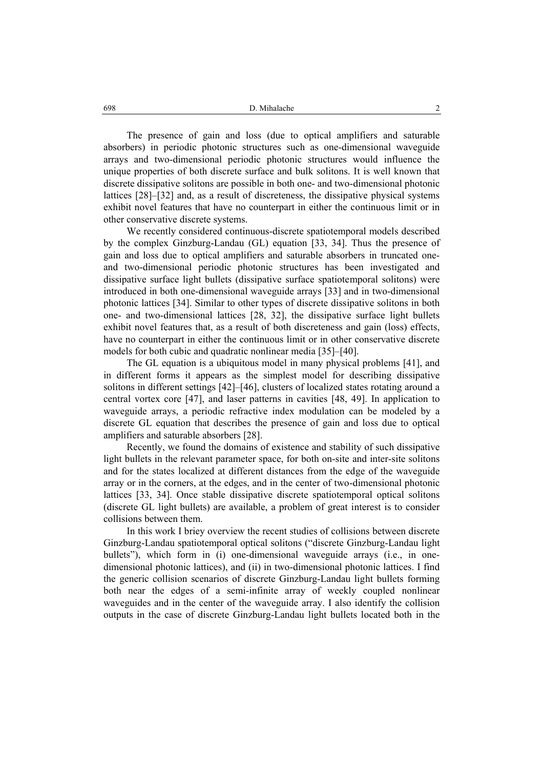The presence of gain and loss (due to optical amplifiers and saturable absorbers) in periodic photonic structures such as one-dimensional waveguide arrays and two-dimensional periodic photonic structures would influence the unique properties of both discrete surface and bulk solitons. It is well known that discrete dissipative solitons are possible in both one- and two-dimensional photonic lattices [28]–[32] and, as a result of discreteness, the dissipative physical systems exhibit novel features that have no counterpart in either the continuous limit or in other conservative discrete systems.

We recently considered continuous-discrete spatiotemporal models described by the complex Ginzburg-Landau (GL) equation [33, 34]. Thus the presence of gain and loss due to optical amplifiers and saturable absorbers in truncated one- and two-dimensional periodic photonic structures has been investigated and dissipative surface light bullets (dissipative surface spatiotemporal solitons) were introduced in both one-dimensional waveguide arrays [33] and in two-dimensional photonic lattices [34]. Similar to other types of discrete dissipative solitons in both one- and two-dimensional lattices [28, 32], the dissipative surface light bullets exhibit novel features that, as a result of both discreteness and gain (loss) effects, have no counterpart in either the continuous limit or in other conservative discrete models for both cubic and quadratic nonlinear media [35]–[40].

The GL equation is a ubiquitous model in many physical problems [41], and in different forms it appears as the simplest model for describing dissipative solitons in different settings [42]–[46], clusters of localized states rotating around a central vortex core [47], and laser patterns in cavities [48, 49]. In application to waveguide arrays, a periodic refractive index modulation can be modeled by a discrete GL equation that describes the presence of gain and loss due to optical amplifiers and saturable absorbers [28].

Recently, we found the domains of existence and stability of such dissipative light bullets in the relevant parameter space, for both on-site and inter-site solitons and for the states localized at different distances from the edge of the waveguide array or in the corners, at the edges, and in the center of two-dimensional photonic lattices [33, 34]. Once stable dissipative discrete spatiotemporal optical solitons (discrete GL light bullets) are available, a problem of great interest is to consider collisions between them.

In this work I briey overview the recent studies of collisions between discrete Ginzburg-Landau spatiotemporal optical solitons ("discrete Ginzburg-Landau light bullets"), which form in (i) one-dimensional waveguide arrays (i.e., in one-dimensional photonic lattices), and (ii) in two-dimensional photonic lattices. I find the generic collision scenarios of discrete Ginzburg-Landau light bullets forming both near the edges of a semi-infinite array of weekly coupled nonlinear waveguides and in the center of the waveguide array. I also identify the collision outputs in the case of discrete Ginzburg-Landau light bullets located both in the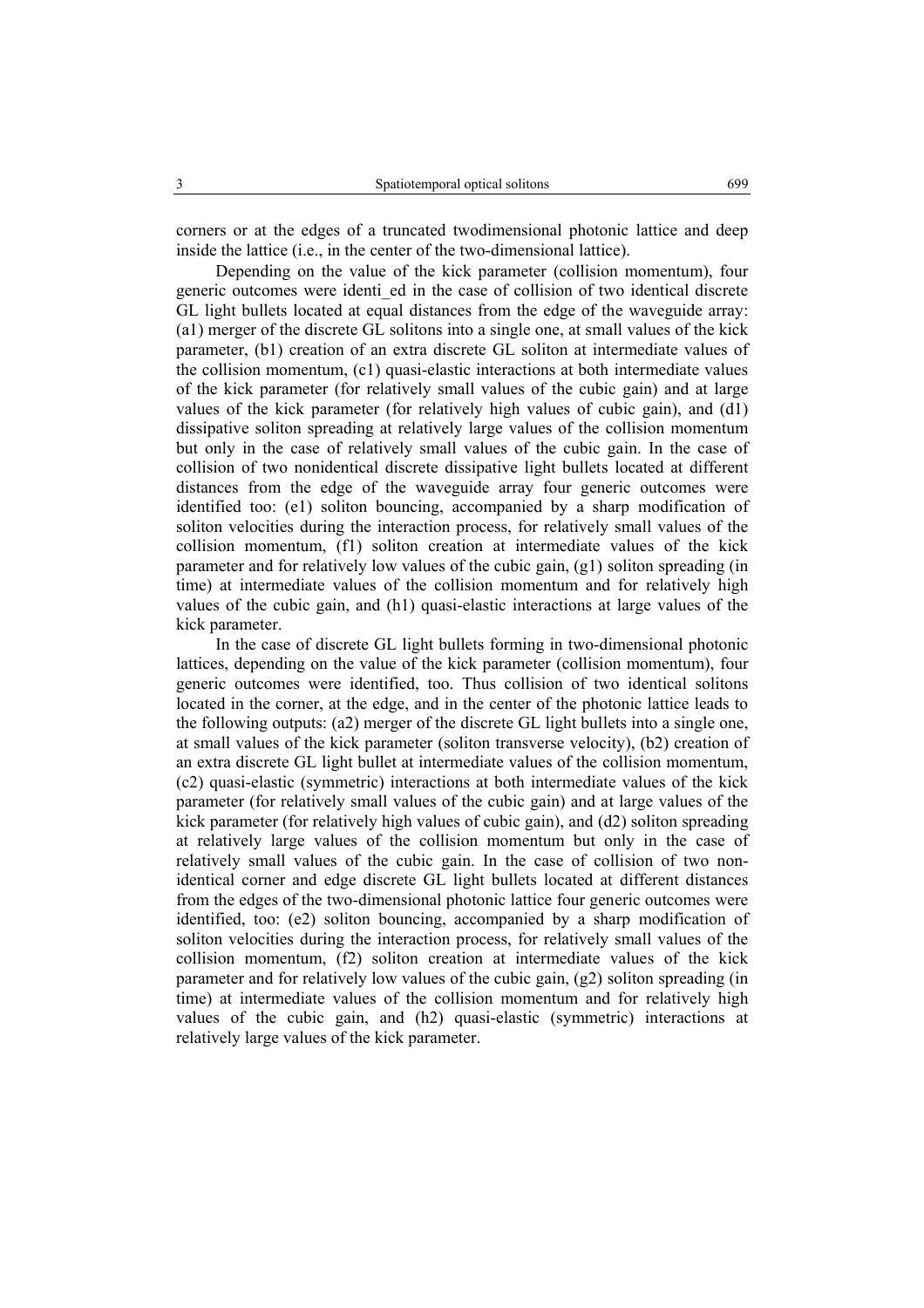corners or at the edges of a truncated twodimensional photonic lattice and deep inside the lattice (i.e., in the center of the two-dimensional lattice).

Depending on the value of the kick parameter (collision momentum), four generic outcomes were identi_ed in the case of collision of two identical discrete GL light bullets located at equal distances from the edge of the waveguide array: (a1) merger of the discrete GL solitons into a single one, at small values of the kick parameter, (b1) creation of an extra discrete GL soliton at intermediate values of the collision momentum, (c1) quasi-elastic interactions at both intermediate values of the kick parameter (for relatively small values of the cubic gain) and at large values of the kick parameter (for relatively high values of cubic gain), and (d1) dissipative soliton spreading at relatively large values of the collision momentum but only in the case of relatively small values of the cubic gain. In the case of collision of two nonidentical discrete dissipative light bullets located at different distances from the edge of the waveguide array four generic outcomes were identified too: (e1) soliton bouncing, accompanied by a sharp modification of soliton velocities during the interaction process, for relatively small values of the collision momentum, (f1) soliton creation at intermediate values of the kick parameter and for relatively low values of the cubic gain, (g1) soliton spreading (in time) at intermediate values of the collision momentum and for relatively high values of the cubic gain, and (h1) quasi-elastic interactions at large values of the kick parameter.

In the case of discrete GL light bullets forming in two-dimensional photonic lattices, depending on the value of the kick parameter (collision momentum), four generic outcomes were identified, too. Thus collision of two identical solitons located in the corner, at the edge, and in the center of the photonic lattice leads to the following outputs: (a2) merger of the discrete GL light bullets into a single one, at small values of the kick parameter (soliton transverse velocity), (b2) creation of an extra discrete GL light bullet at intermediate values of the collision momentum, (c2) quasi-elastic (symmetric) interactions at both intermediate values of the kick parameter (for relatively small values of the cubic gain) and at large values of the kick parameter (for relatively high values of cubic gain), and (d2) soliton spreading at relatively large values of the collision momentum but only in the case of relatively small values of the cubic gain. In the case of collision of two non-identical corner and edge discrete GL light bullets located at different distances from the edges of the two-dimensional photonic lattice four generic outcomes were identified, too: (e2) soliton bouncing, accompanied by a sharp modification of soliton velocities during the interaction process, for relatively small values of the collision momentum, (f2) soliton creation at intermediate values of the kick parameter and for relatively low values of the cubic gain, (g2) soliton spreading (in time) at intermediate values of the collision momentum and for relatively high values of the cubic gain, and (h2) quasi-elastic (symmetric) interactions at relatively large values of the kick parameter.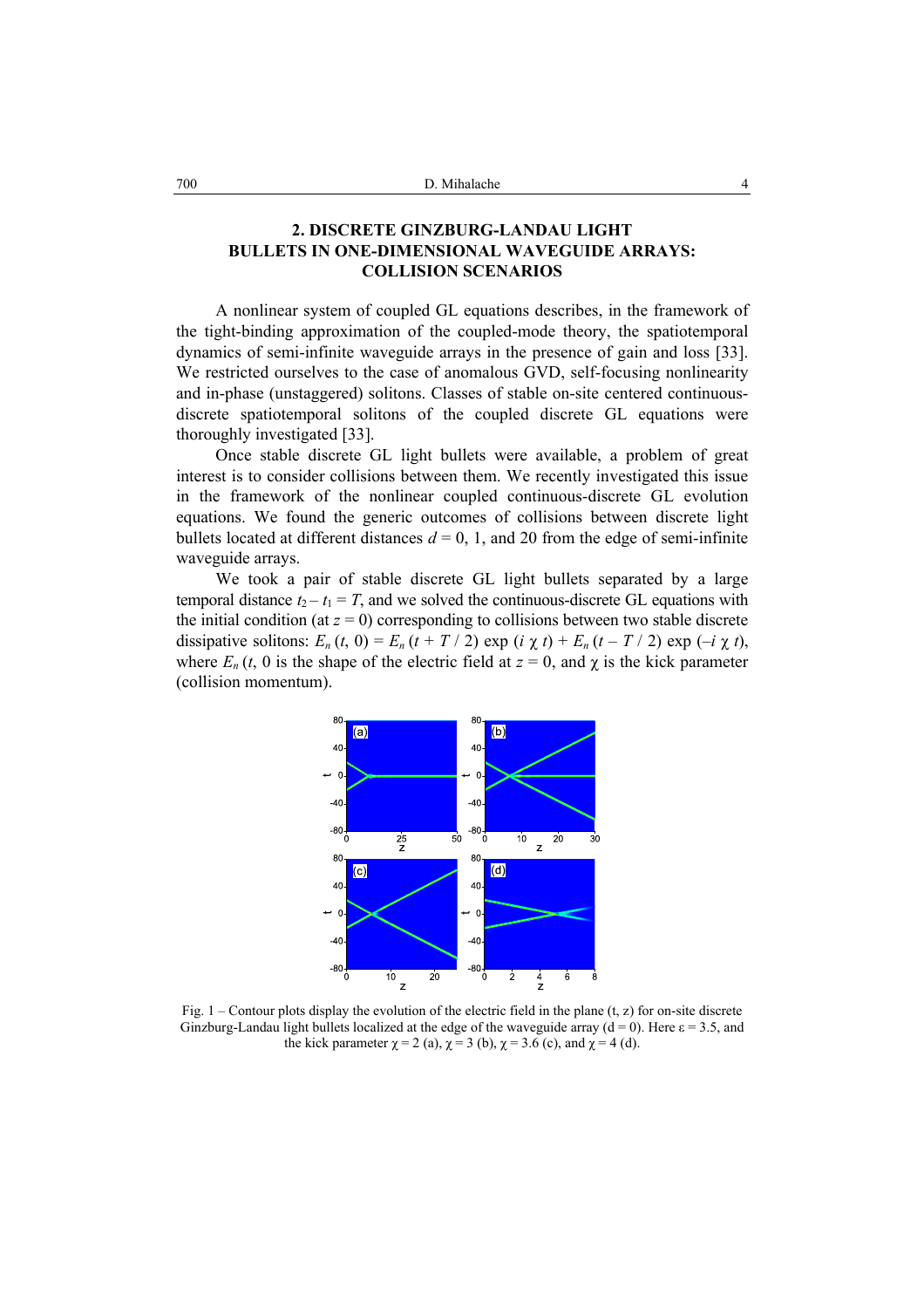## 2. DISCRETE GINZBURG-LANDAU LIGHT BULLETS IN ONE-DIMENSIONAL WAVEGUIDE ARRAYS: COLLISION SCENARIOS

A nonlinear system of coupled GL equations describes, in the framework of the tight-binding approximation of the coupled-mode theory, the spatiotemporal dynamics of semi-infinite waveguide arrays in the presence of gain and loss [33]. We restricted ourselves to the case of anomalous GVD, self-focusing nonlinearity and in-phase (unstaggered) solitons. Classes of stable on-site centered continuous-discrete spatiotemporal solitons of the coupled discrete GL equations were thoroughly investigated [33].

Once stable discrete GL light bullets were available, a problem of great interest is to consider collisions between them. We recently investigated this issue in the framework of the nonlinear coupled continuous-discrete GL evolution equations. We found the generic outcomes of collisions between discrete light bullets located at different distances $d = 0$, 1, and 20 from the edge of semi-infinite waveguide arrays.

We took a pair of stable discrete GL light bullets separated by a large temporal distance $t_2 - t_1 = T$, and we solved the continuous-discrete GL equations with the initial condition (at $z = 0$) corresponding to collisions between two stable discrete dissipative solitons: $E_n(t, 0) = E_n(t + T/2)\exp(i\chi t) + E_n(t - T/2)\exp(-i\chi t)$, where $E_n(t, 0$ is the shape of the electric field at $z = 0$, and $\chi$ is the kick parameter (collision momentum).

Fig. 1 – Contour plots display the evolution of the electric field in the plane (t, z) for on-site discrete Ginzburg-Landau light bullets localized at the edge of the waveguide array ($d = 0$). Here $\varepsilon = 3.5$, and the kick parameter $\chi = 2$ (a), $\chi = 3$ (b), $\chi = 3.6$ (c), and $\chi = 4$ (d).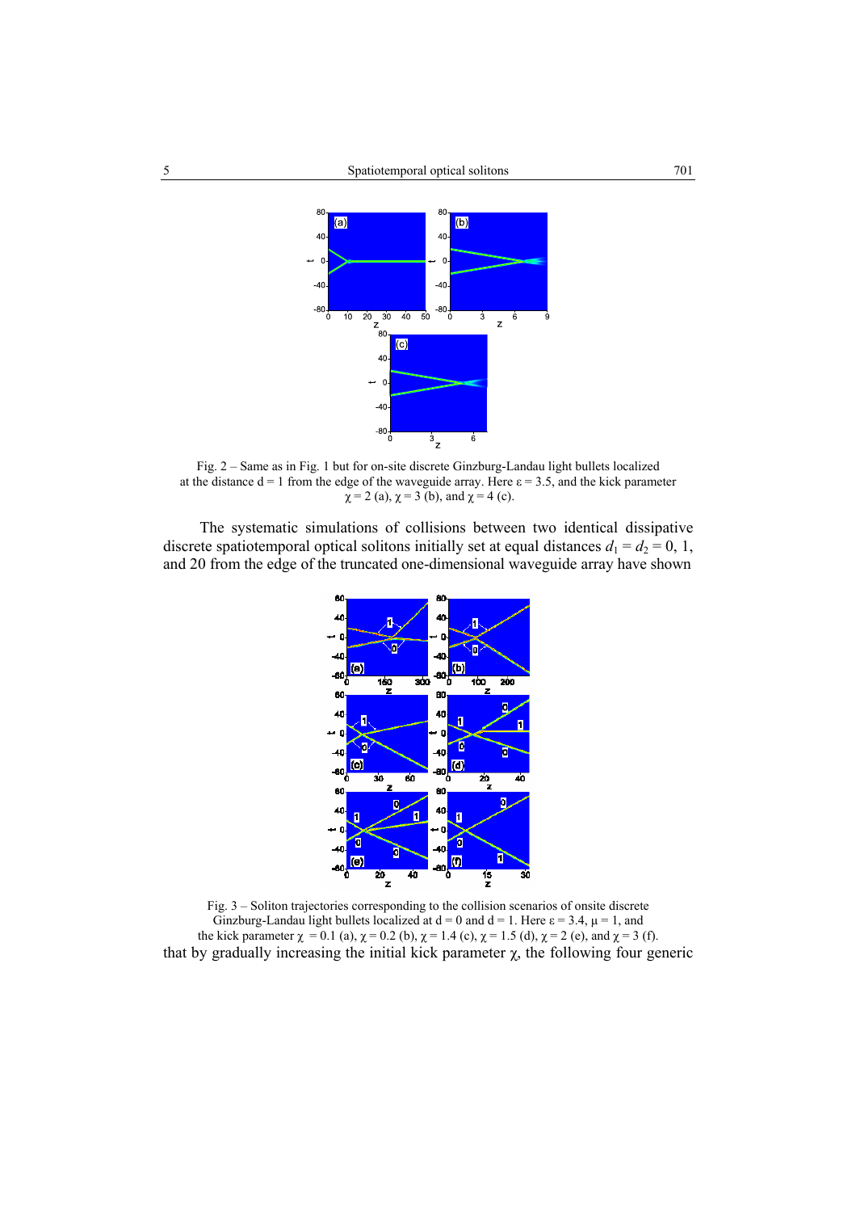Fig. 2 – Same as in Fig. 1 but for on-site discrete Ginzburg-Landau light bullets localized at the distance d = 1 from the edge of the waveguide array. Here $\varepsilon = 3.5$, and the kick parameter $\chi = 2$ (a), $\chi = 3$ (b), and $\chi = 4$ (c).

The systematic simulations of collisions between two identical dissipative discrete spatiotemporal optical solitons initially set at equal distances $d_1 = d_2 = 0$, 1, and 20 from the edge of the truncated one-dimensional waveguide array have shown

Fig. 3 – Soliton trajectories corresponding to the collision scenarios of onsite discrete Ginzburg-Landau light bullets localized at d = 0 and d = 1. Here $\varepsilon = 3.4$, $\mu = 1$, and the kick parameter $\chi = 0.1$ (a), $\chi = 0.2$ (b), $\chi = 1.4$ (c), $\chi = 1.5$ (d), $\chi = 2$ (e), and $\chi = 3$ (f).

that by gradually increasing the initial kick parameter $\chi$, the following four generic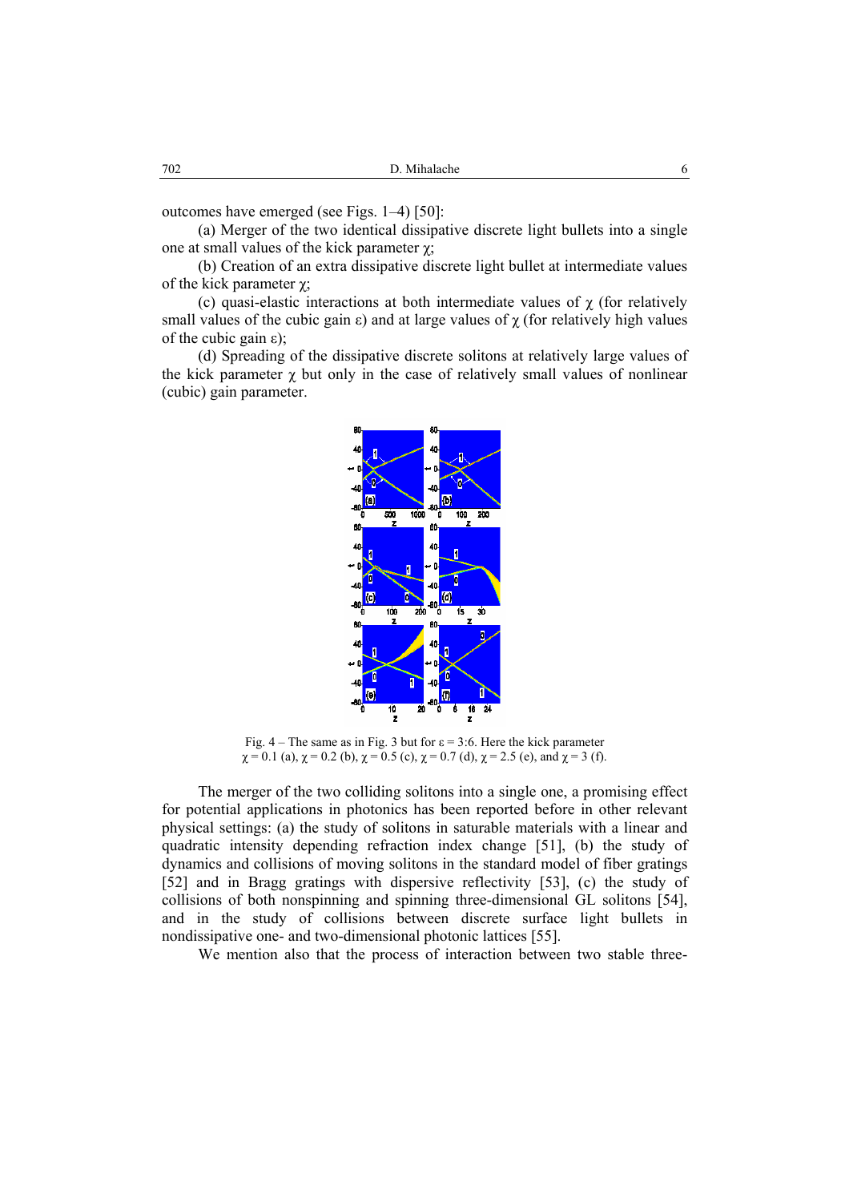outcomes have emerged (see Figs. 1–4) [50]:

(a) Merger of the two identical dissipative discrete light bullets into a single one at small values of the kick parameter $\chi$;

(b) Creation of an extra dissipative discrete light bullet at intermediate values of the kick parameter $\chi$;

(c) quasi-elastic interactions at both intermediate values of $\chi$ (for relatively small values of the cubic gain $\varepsilon$) and at large values of $\chi$ (for relatively high values of the cubic gain $\varepsilon$);

(d) Spreading of the dissipative discrete solitons at relatively large values of the kick parameter $\chi$ but only in the case of relatively small values of nonlinear (cubic) gain parameter.

Fig. 4 – The same as in Fig. 3 but for $\varepsilon = 3.6$. Here the kick parameter $\chi = 0.1$ (a), $\chi = 0.2$ (b), $\chi = 0.5$ (c), $\chi = 0.7$ (d), $\chi = 2.5$ (e), and $\chi = 3$ (f).

The merger of the two colliding solitons into a single one, a promising effect for potential applications in photonics has been reported before in other relevant physical settings: (a) the study of solitons in saturable materials with a linear and quadratic intensity depending refraction index change [51], (b) the study of dynamics and collisions of moving solitons in the standard model of fiber gratings [52] and in Bragg gratings with dispersive reflectivity [53], (c) the study of collisions of both nonspinning and spinning three-dimensional GL solitons [54], and in the study of collisions between discrete surface light bullets in nondissipative one- and two-dimensional photonic lattices [55].

We mention also that the process of interaction between two stable three-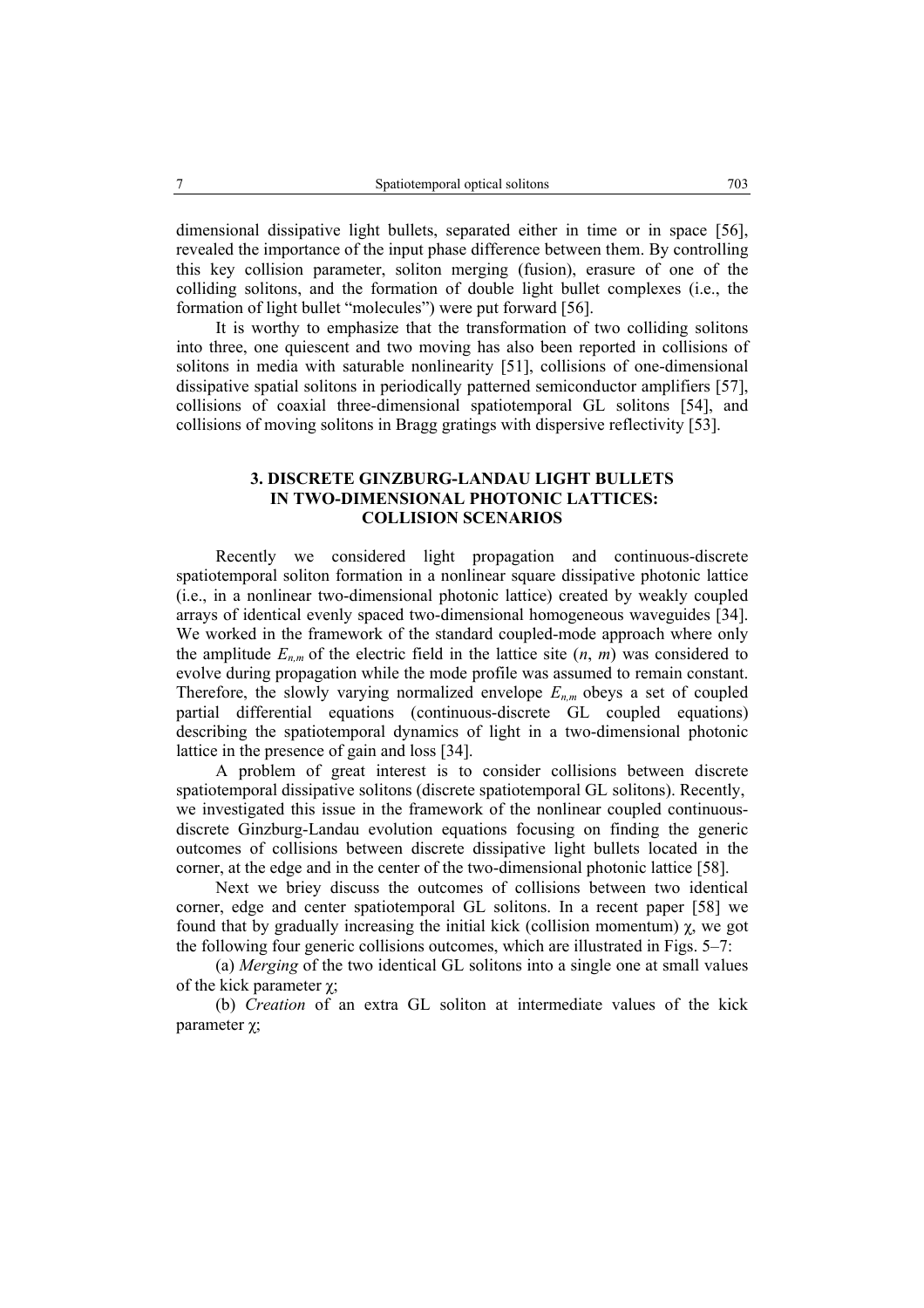dimensional dissipative light bullets, separated either in time or in space [56], revealed the importance of the input phase difference between them. By controlling this key collision parameter, soliton merging (fusion), erasure of one of the colliding solitons, and the formation of double light bullet complexes (i.e., the formation of light bullet "molecules") were put forward [56].

It is worthy to emphasize that the transformation of two colliding solitons into three, one quiescent and two moving has also been reported in collisions of solitons in media with saturable nonlinearity [51], collisions of one-dimensional dissipative spatial solitons in periodically patterned semiconductor amplifiers [57], collisions of coaxial three-dimensional spatiotemporal GL solitons [54], and collisions of moving solitons in Bragg gratings with dispersive reflectivity [53].

## 3. DISCRETE GINZBURG-LANDAU LIGHT BULLETS IN TWO-DIMENSIONAL PHOTONIC LATTICES: COLLISION SCENARIOS

Recently we considered light propagation and continuous-discrete spatiotemporal soliton formation in a nonlinear square dissipative photonic lattice (i.e., in a nonlinear two-dimensional photonic lattice) created by weakly coupled arrays of identical evenly spaced two-dimensional homogeneous waveguides [34]. We worked in the framework of the standard coupled-mode approach where only the amplitude $E_{n,m}$ of the electric field in the lattice site ($n$, $m$) was considered to evolve during propagation while the mode profile was assumed to remain constant. Therefore, the slowly varying normalized envelope $E_{n,m}$ obeys a set of coupled partial differential equations (continuous-discrete GL coupled equations) describing the spatiotemporal dynamics of light in a two-dimensional photonic lattice in the presence of gain and loss [34].

A problem of great interest is to consider collisions between discrete spatiotemporal dissipative solitons (discrete spatiotemporal GL solitons). Recently, we investigated this issue in the framework of the nonlinear coupled continuous-discrete Ginzburg-Landau evolution equations focusing on finding the generic outcomes of collisions between discrete dissipative light bullets located in the corner, at the edge and in the center of the two-dimensional photonic lattice [58].

Next we briey discuss the outcomes of collisions between two identical corner, edge and center spatiotemporal GL solitons. In a recent paper [58] we found that by gradually increasing the initial kick (collision momentum) $\chi$, we got the following four generic collisions outcomes, which are illustrated in Figs. 5–7:

(a) *Merging* of the two identical GL solitons into a single one at small values of the kick parameter $\chi$;

(b) *Creation* of an extra GL soliton at intermediate values of the kick parameter $\chi$;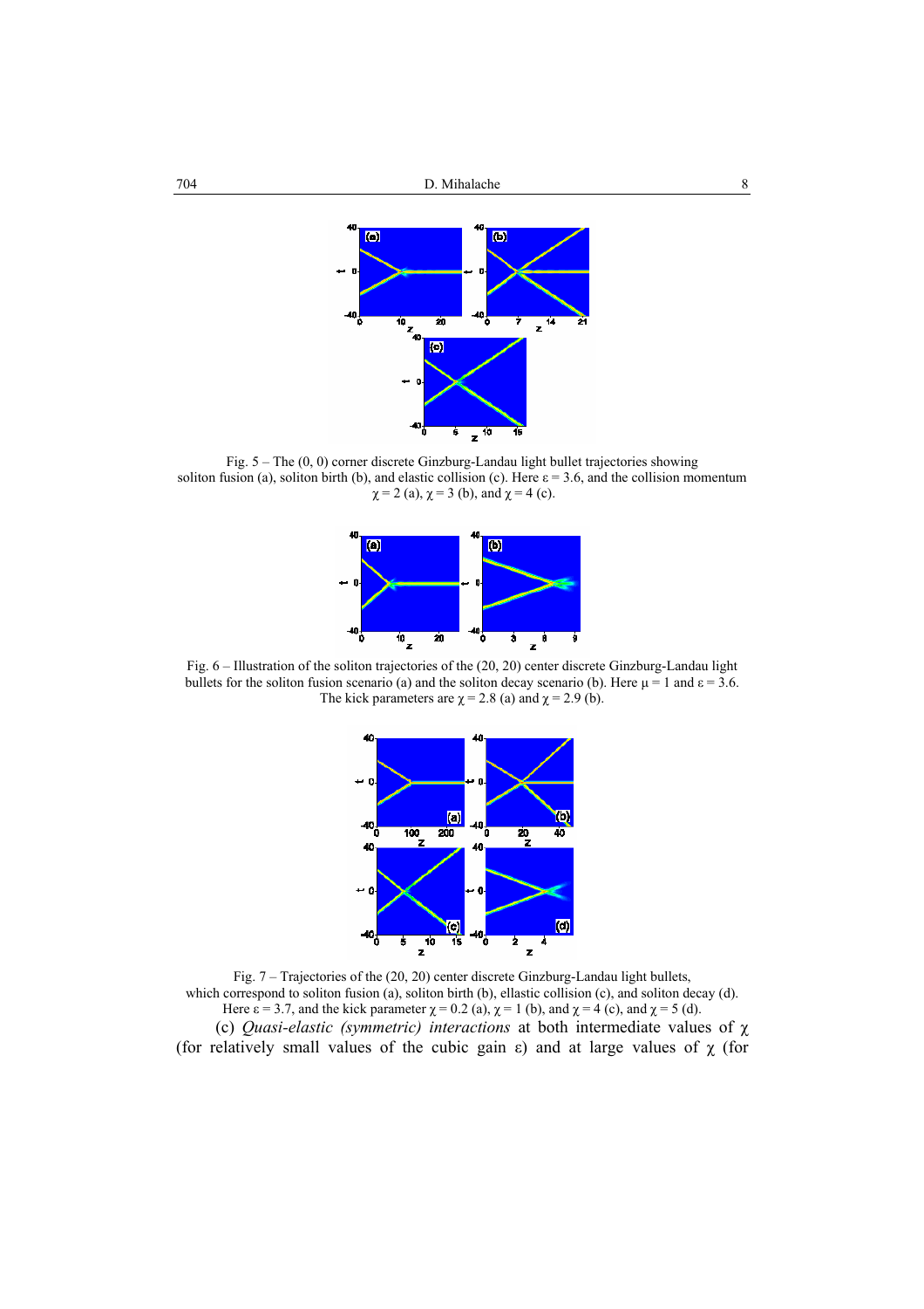Fig. 5 – The (0, 0) corner discrete Ginzburg-Landau light bullet trajectories showing soliton fusion (a), soliton birth (b), and elastic collision (c). Here $\varepsilon = 3.6$, and the collision momentum $\chi = 2$ (a), $\chi = 3$ (b), and $\chi = 4$ (c).

Fig. 6 – Illustration of the soliton trajectories of the (20, 20) center discrete Ginzburg-Landau light bullets for the soliton fusion scenario (a) and the soliton decay scenario (b). Here $\mu = 1$ and $\varepsilon = 3.6$. The kick parameters are $\chi = 2.8$ (a) and $\chi = 2.9$ (b).

Fig. 7 – Trajectories of the (20, 20) center discrete Ginzburg-Landau light bullets, which correspond to soliton fusion (a), soliton birth (b), ellastic collision (c), and soliton decay (d). Here $\varepsilon = 3.7$, and the kick parameter $\chi = 0.2$ (a), $\chi = 1$ (b), and $\chi = 4$ (c), and $\chi = 5$ (d).

(c) *Quasi-elastic (symmetric) interactions* at both intermediate values of $\chi$ (for relatively small values of the cubic gain $\varepsilon$) and at large values of $\chi$ (for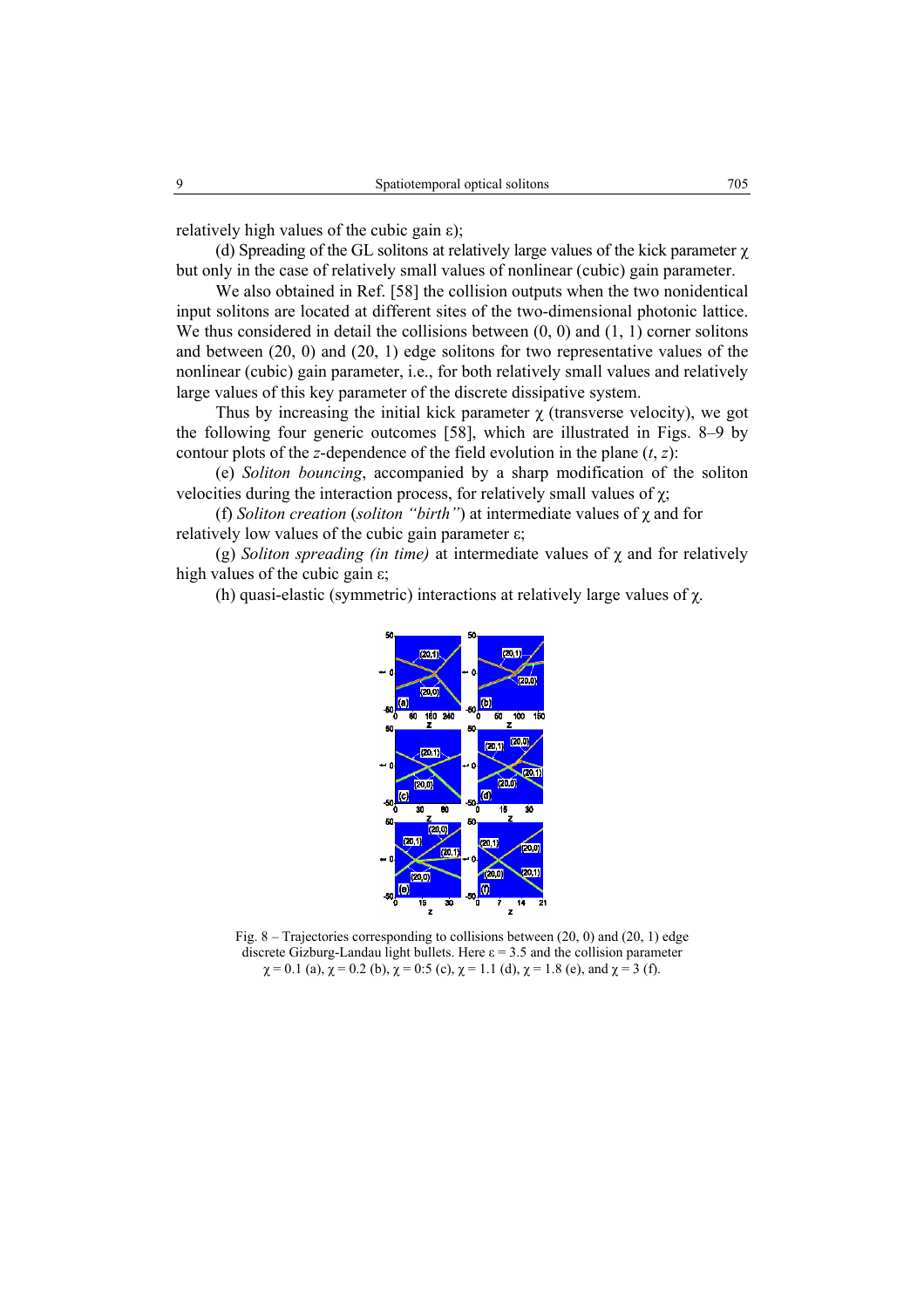relatively high values of the cubic gain ε);

(d) Spreading of the GL solitons at relatively large values of the kick parameter χ but only in the case of relatively small values of nonlinear (cubic) gain parameter.

We also obtained in Ref. [58] the collision outputs when the two nonidentical input solitons are located at different sites of the two-dimensional photonic lattice. We thus considered in detail the collisions between (0, 0) and (1, 1) corner solitons and between (20, 0) and (20, 1) edge solitons for two representative values of the nonlinear (cubic) gain parameter, i.e., for both relatively small values and relatively large values of this key parameter of the discrete dissipative system.

Thus by increasing the initial kick parameter χ (transverse velocity), we got the following four generic outcomes [58], which are illustrated in Figs. 8–9 by contour plots of the *z*-dependence of the field evolution in the plane (*t*, *z*):

(e) *Soliton bouncing*, accompanied by a sharp modification of the soliton velocities during the interaction process, for relatively small values of χ;

(f) *Soliton creation* (*soliton "birth"*) at intermediate values of χ and for relatively low values of the cubic gain parameter ε;

(g) *Soliton spreading (in time)* at intermediate values of χ and for relatively high values of the cubic gain ε;

(h) quasi-elastic (symmetric) interactions at relatively large values of χ.

Fig. 8 – Trajectories corresponding to collisions between (20, 0) and (20, 1) edge discrete Gizburg-Landau light bullets. Here ε = 3.5 and the collision parameter χ = 0.1 (a), χ = 0.2 (b), χ = 0:5 (c), χ = 1.1 (d), χ = 1.8 (e), and χ = 3 (f).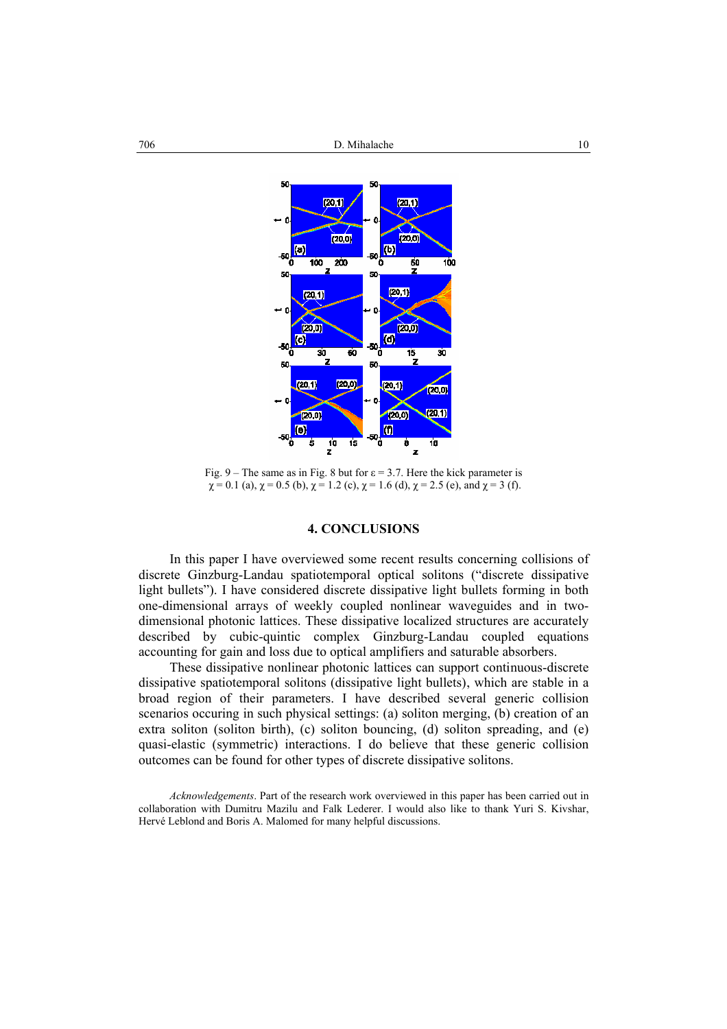Fig. 9 – The same as in Fig. 8 but for $\varepsilon = 3.7$. Here the kick parameter is $\chi = 0.1$ (a), $\chi = 0.5$ (b), $\chi = 1.2$ (c), $\chi = 1.6$ (d), $\chi = 2.5$ (e), and $\chi = 3$ (f).

## 4. CONCLUSIONS

In this paper I have overviewed some recent results concerning collisions of discrete Ginzburg-Landau spatiotemporal optical solitons ("discrete dissipative light bullets"). I have considered discrete dissipative light bullets forming in both one-dimensional arrays of weekly coupled nonlinear waveguides and in two-dimensional photonic lattices. These dissipative localized structures are accurately described by cubic-quintic complex Ginzburg-Landau coupled equations accounting for gain and loss due to optical amplifiers and saturable absorbers.

These dissipative nonlinear photonic lattices can support continuous-discrete dissipative spatiotemporal solitons (dissipative light bullets), which are stable in a broad region of their parameters. I have described several generic collision scenarios occuring in such physical settings: (a) soliton merging, (b) creation of an extra soliton (soliton birth), (c) soliton bouncing, (d) soliton spreading, and (e) quasi-elastic (symmetric) interactions. I do believe that these generic collision outcomes can be found for other types of discrete dissipative solitons.

*Acknowledgements*. Part of the research work overviewed in this paper has been carried out in collaboration with Dumitru Mazilu and Falk Lederer. I would also like to thank Yuri S. Kivshar, Hervé Leblond and Boris A. Malomed for many helpful discussions.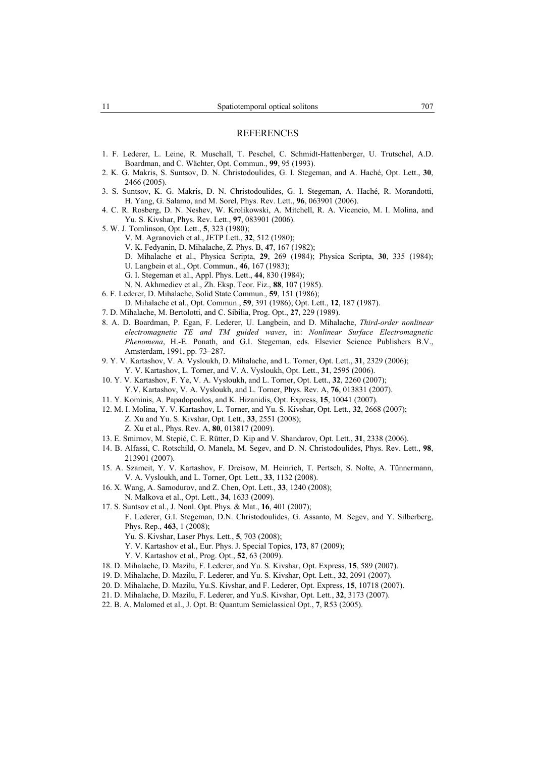# REFERENCES

1. F. Lederer, L. Leine, R. Muschall, T. Peschel, C. Schmidt-Hattenberger, U. Trutschel, A.D. Boardman, and C. Wächter, Opt. Commun., **99**, 95 (1993).
2. K. G. Makris, S. Suntsov, D. N. Christodoulides, G. I. Stegeman, and A. Haché, Opt. Lett., **30**, 2466 (2005).
3. S. Suntsov, K. G. Makris, D. N. Christodoulides, G. I. Stegeman, A. Haché, R. Morandotti, H. Yang, G. Salamo, and M. Sorel, Phys. Rev. Lett., **96**, 063901 (2006).
4. C. R. Rosberg, D. N. Neshev, W. Krolikowski, A. Mitchell, R. A. Vicencio, M. I. Molina, and Yu. S. Kivshar, Phys. Rev. Lett., **97**, 083901 (2006).
5. W. J. Tomlinson, Opt. Lett., **5**, 323 (1980);
   V. M. Agranovich et al., JETP Lett., **32**, 512 (1980);
   V. K. Fedyanin, D. Mihalache, Z. Phys. B, **47**, 167 (1982);
   D. Mihalache et al., Physica Scripta, **29**, 269 (1984); Physica Scripta, **30**, 335 (1984);
   U. Langbein et al., Opt. Commun., **46**, 167 (1983);
   G. I. Stegeman et al., Appl. Phys. Lett., **44**, 830 (1984);
   N. N. Akhmediev et al., Zh. Eksp. Teor. Fiz., **88**, 107 (1985).
6. F. Lederer, D. Mihalache, Solid State Commun., **59**, 151 (1986);
   D. Mihalache et al., Opt. Commun., **59**, 391 (1986); Opt. Lett., **12**, 187 (1987).
7. D. Mihalache, M. Bertolotti, and C. Sibilia, Prog. Opt., **27**, 229 (1989).
8. A. D. Boardman, P. Egan, F. Lederer, U. Langbein, and D. Mihalache, *Third-order nonlinear electromagnetic TE and TM guided waves*, in: *Nonlinear Surface Electromagnetic Phenomena*, H.-E. Ponath, and G.I. Stegeman, eds. Elsevier Science Publishers B.V., Amsterdam, 1991, pp. 73–287.
9. Y. V. Kartashov, V. A. Vysloukh, D. Mihalache, and L. Torner, Opt. Lett., **31**, 2329 (2006);
   Y. V. Kartashov, L. Torner, and V. A. Vysloukh, Opt. Lett., **31**, 2595 (2006).
10. Y. V. Kartashov, F. Ye, V. A. Vysloukh, and L. Torner, Opt. Lett., **32**, 2260 (2007);
    Y.V. Kartashov, V. A. Vysloukh, and L. Torner, Phys. Rev. A, **76**, 013831 (2007).
11. Y. Kominis, A. Papadopoulos, and K. Hizanidis, Opt. Express, **15**, 10041 (2007).
12. M. I. Molina, Y. V. Kartashov, L. Torner, and Yu. S. Kivshar, Opt. Lett., **32**, 2668 (2007);
    Z. Xu and Yu. S. Kivshar, Opt. Lett., **33**, 2551 (2008);
    Z. Xu et al., Phys. Rev. A, **80**, 013817 (2009).
13. E. Smirnov, M. Stepić, C. E. Rütter, D. Kip and V. Shandarov, Opt. Lett., **31**, 2338 (2006).
14. B. Alfassi, C. Rotschild, O. Manela, M. Segev, and D. N. Christodoulides, Phys. Rev. Lett., **98**, 213901 (2007).
15. A. Szameit, Y. V. Kartashov, F. Dreisow, M. Heinrich, T. Pertsch, S. Nolte, A. Tünnermann, V. A. Vysloukh, and L. Torner, Opt. Lett., **33**, 1132 (2008).
16. X. Wang, A. Samodurov, and Z. Chen, Opt. Lett., **33**, 1240 (2008);
    N. Malkova et al., Opt. Lett., **34**, 1633 (2009).
17. S. Suntsov et al., J. Nonl. Opt. Phys. & Mat., **16**, 401 (2007);
    F. Lederer, G.I. Stegeman, D.N. Christodoulides, G. Assanto, M. Segev, and Y. Silberberg, Phys. Rep., **463**, 1 (2008);
    Yu. S. Kivshar, Laser Phys. Lett., **5**, 703 (2008);
    Y. V. Kartashov et al., Eur. Phys. J. Special Topics, **173**, 87 (2009);
    Y. V. Kartashov et al., Prog. Opt., **52**, 63 (2009).
18. D. Mihalache, D. Mazilu, F. Lederer, and Yu. S. Kivshar, Opt. Express, **15**, 589 (2007).
19. D. Mihalache, D. Mazilu, F. Lederer, and Yu. S. Kivshar, Opt. Lett., **32**, 2091 (2007).
20. D. Mihalache, D. Mazilu, Yu.S. Kivshar, and F. Lederer, Opt. Express, **15**, 10718 (2007).
21. D. Mihalache, D. Mazilu, F. Lederer, and Yu.S. Kivshar, Opt. Lett., **32**, 3173 (2007).
22. B. A. Malomed et al., J. Opt. B: Quantum Semiclassical Opt., **7**, R53 (2005).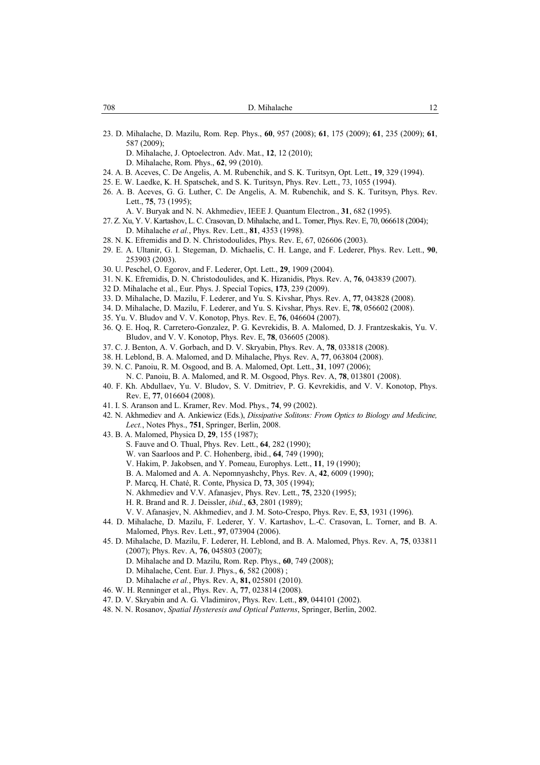23. D. Mihalache, D. Mazilu, Rom. Rep. Phys., **60**, 957 (2008); **61**, 175 (2009); **61**, 235 (2009); **61**, 587 (2009);
    D. Mihalache, J. Optoelectron. Adv. Mat., **12**, 12 (2010);
    D. Mihalache, Rom. Phys., **62**, 99 (2010).
24. A. B. Aceves, C. De Angelis, A. M. Rubenchik, and S. K. Turitsyn, Opt. Lett., **19**, 329 (1994).
25. E. W. Laedke, K. H. Spatschek, and S. K. Turitsyn, Phys. Rev. Lett., 73, 1055 (1994).
26. A. B. Aceves, G. G. Luther, C. De Angelis, A. M. Rubenchik, and S. K. Turitsyn, Phys. Rev. Lett., **75**, 73 (1995);
    A. V. Buryak and N. N. Akhmediev, IEEE J. Quantum Electron., **31**, 682 (1995).
27. Z. Xu, Y. V. Kartashov, L. C. Crasovan, D. Mihalache, and L. Torner, Phys. Rev. E, 70, 066618 (2004);
    D. Mihalache *et al.*, Phys. Rev. Lett., **81**, 4353 (1998).
28. N. K. Efremidis and D. N. Christodoulides, Phys. Rev. E, 67, 026606 (2003).
29. E. A. Ultanir, G. I. Stegeman, D. Michaelis, C. H. Lange, and F. Lederer, Phys. Rev. Lett., **90**, 253903 (2003).
30. U. Peschel, O. Egorov, and F. Lederer, Opt. Lett., **29**, 1909 (2004).
31. N. K. Efremidis, D. N. Christodoulides, and K. Hizanidis, Phys. Rev. A, **76**, 043839 (2007).
32 D. Mihalache et al., Eur. Phys. J. Special Topics, **173**, 239 (2009).
33. D. Mihalache, D. Mazilu, F. Lederer, and Yu. S. Kivshar, Phys. Rev. A, **77**, 043828 (2008).
34. D. Mihalache, D. Mazilu, F. Lederer, and Yu. S. Kivshar, Phys. Rev. E, **78**, 056602 (2008).
35. Yu. V. Bludov and V. V. Konotop, Phys. Rev. E, **76**, 046604 (2007).
36. Q. E. Hoq, R. Carretero-Gonzalez, P. G. Kevrekidis, B. A. Malomed, D. J. Frantzeskakis, Yu. V. Bludov, and V. V. Konotop, Phys. Rev. E, **78**, 036605 (2008).
37. C. J. Benton, A. V. Gorbach, and D. V. Skryabin, Phys. Rev. A, **78**, 033818 (2008).
38. H. Leblond, B. A. Malomed, and D. Mihalache, Phys. Rev. A, **77**, 063804 (2008).
39. N. C. Panoiu, R. M. Osgood, and B. A. Malomed, Opt. Lett., **31**, 1097 (2006);
    N. C. Panoiu, B. A. Malomed, and R. M. Osgood, Phys. Rev. A, **78**, 013801 (2008).
40. F. Kh. Abdullaev, Yu. V. Bludov, S. V. Dmitriev, P. G. Kevrekidis, and V. V. Konotop, Phys. Rev. E, **77**, 016604 (2008).
41. I. S. Aranson and L. Kramer, Rev. Mod. Phys., **74**, 99 (2002).
42. N. Akhmediev and A. Ankiewicz (Eds.), *Dissipative Solitons: From Optics to Biology and Medicine, Lect.*, Notes Phys., **751**, Springer, Berlin, 2008.
43. B. A. Malomed, Physica D, **29**, 155 (1987);
    S. Fauve and O. Thual, Phys. Rev. Lett., **64**, 282 (1990);
    W. van Saarloos and P. C. Hohenberg, ibid., **64**, 749 (1990);
    V. Hakim, P. Jakobsen, and Y. Pomeau, Europhys. Lett., **11**, 19 (1990);
    B. A. Malomed and A. A. Nepomnyashchy, Phys. Rev. A, **42**, 6009 (1990);
    P. Marcq, H. Chaté, R. Conte, Physica D, **73**, 305 (1994);
    N. Akhmediev and V.V. Afanasjev, Phys. Rev. Lett., **75**, 2320 (1995);
    H. R. Brand and R. J. Deissler, *ibid*., **63**, 2801 (1989);
    V. V. Afanasjev, N. Akhmediev, and J. M. Soto-Crespo, Phys. Rev. E, **53**, 1931 (1996).
44. D. Mihalache, D. Mazilu, F. Lederer, Y. V. Kartashov, L.-C. Crasovan, L. Torner, and B. A. Malomed, Phys. Rev. Lett., **97**, 073904 (2006).
45. D. Mihalache, D. Mazilu, F. Lederer, H. Leblond, and B. A. Malomed, Phys. Rev. A, **75**, 033811 (2007); Phys. Rev. A, **76**, 045803 (2007);
    D. Mihalache and D. Mazilu, Rom. Rep. Phys., **60**, 749 (2008);
    D. Mihalache, Cent. Eur. J. Phys., **6**, 582 (2008) ;
    D. Mihalache *et al.*, Phys. Rev. A, **81,** 025801 (2010).
46. W. H. Renninger et al., Phys. Rev. A, **77**, 023814 (2008).
47. D. V. Skryabin and A. G. Vladimirov, Phys. Rev. Lett., **89**, 044101 (2002).
48. N. N. Rosanov, *Spatial Hysteresis and Optical Patterns*, Springer, Berlin, 2002.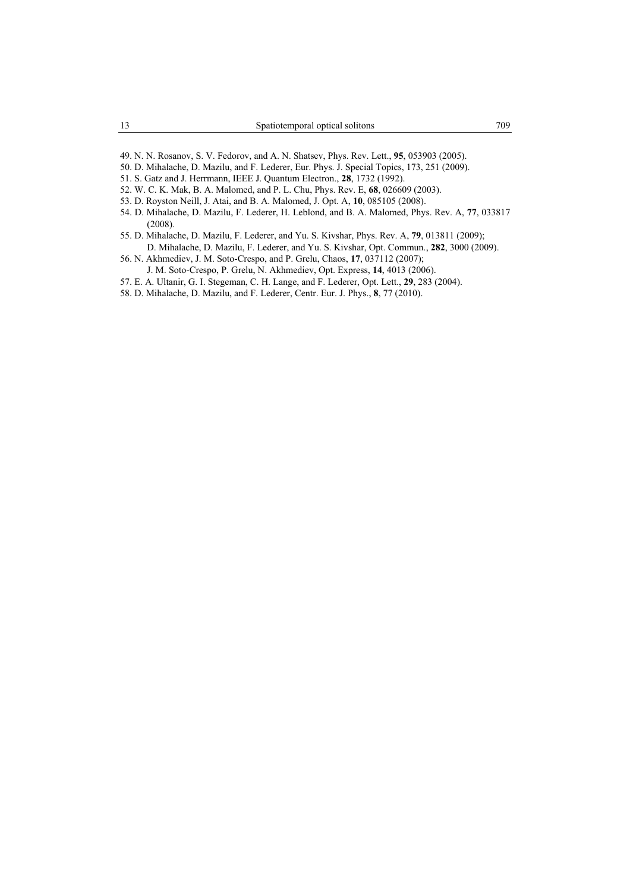49. N. N. Rosanov, S. V. Fedorov, and A. N. Shatsev, Phys. Rev. Lett., **95**, 053903 (2005).
50. D. Mihalache, D. Mazilu, and F. Lederer, Eur. Phys. J. Special Topics, 173, 251 (2009).
51. S. Gatz and J. Herrmann, IEEE J. Quantum Electron., **28**, 1732 (1992).
52. W. C. K. Mak, B. A. Malomed, and P. L. Chu, Phys. Rev. E, **68**, 026609 (2003).
53. D. Royston Neill, J. Atai, and B. A. Malomed, J. Opt. A, **10**, 085105 (2008).
54. D. Mihalache, D. Mazilu, F. Lederer, H. Leblond, and B. A. Malomed, Phys. Rev. A, **77**, 033817 (2008).
55. D. Mihalache, D. Mazilu, F. Lederer, and Yu. S. Kivshar, Phys. Rev. A, **79**, 013811 (2009); D. Mihalache, D. Mazilu, F. Lederer, and Yu. S. Kivshar, Opt. Commun., **282**, 3000 (2009).
56. N. Akhmediev, J. M. Soto-Crespo, and P. Grelu, Chaos, **17**, 037112 (2007); J. M. Soto-Crespo, P. Grelu, N. Akhmediev, Opt. Express, **14**, 4013 (2006).
57. E. A. Ultanir, G. I. Stegeman, C. H. Lange, and F. Lederer, Opt. Lett., **29**, 283 (2004).
58. D. Mihalache, D. Mazilu, and F. Lederer, Centr. Eur. J. Phys., **8**, 77 (2010).